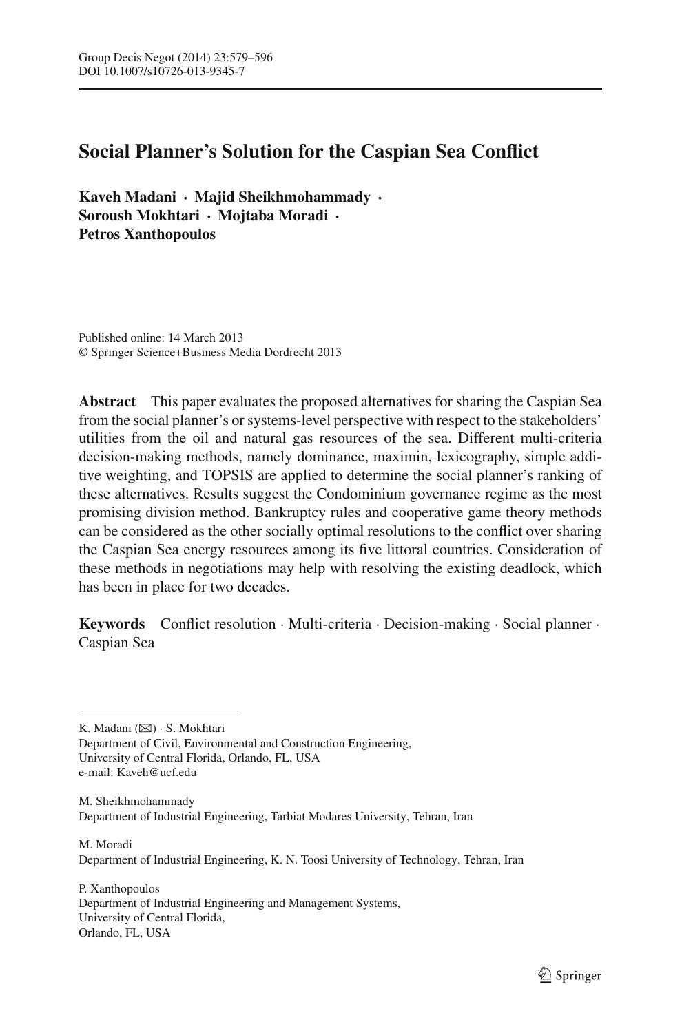# Social Planner's Solution for the Caspian Sea Conflict

**Kaveh Madani · Majid Sheikhmohammady · Soroush Mokhtari · Mojtaba Moradi · Petros Xanthopoulos**

Published online: 14 March 2013
© Springer Science+Business Media Dordrecht 2013

**Abstract** This paper evaluates the proposed alternatives for sharing the Caspian Sea from the social planner's or systems-level perspective with respect to the stakeholders' utilities from the oil and natural gas resources of the sea. Different multi-criteria decision-making methods, namely dominance, maximin, lexicography, simple additive weighting, and TOPSIS are applied to determine the social planner's ranking of these alternatives. Results suggest the Condominium governance regime as the most promising division method. Bankruptcy rules and cooperative game theory methods can be considered as the other socially optimal resolutions to the conflict over sharing the Caspian Sea energy resources among its five littoral countries. Consideration of these methods in negotiations may help with resolving the existing deadlock, which has been in place for two decades.

**Keywords** Conflict resolution · Multi-criteria · Decision-making · Social planner · Caspian Sea

---

K. Madani (✉) · S. Mokhtari
Department of Civil, Environmental and Construction Engineering,
University of Central Florida, Orlando, FL, USA
e-mail: Kaveh@ucf.edu

M. Sheikhmohammady
Department of Industrial Engineering, Tarbiat Modares University, Tehran, Iran

M. Moradi
Department of Industrial Engineering, K. N. Toosi University of Technology, Tehran, Iran

P. Xanthopoulos
Department of Industrial Engineering and Management Systems,
University of Central Florida,
Orlando, FL, USA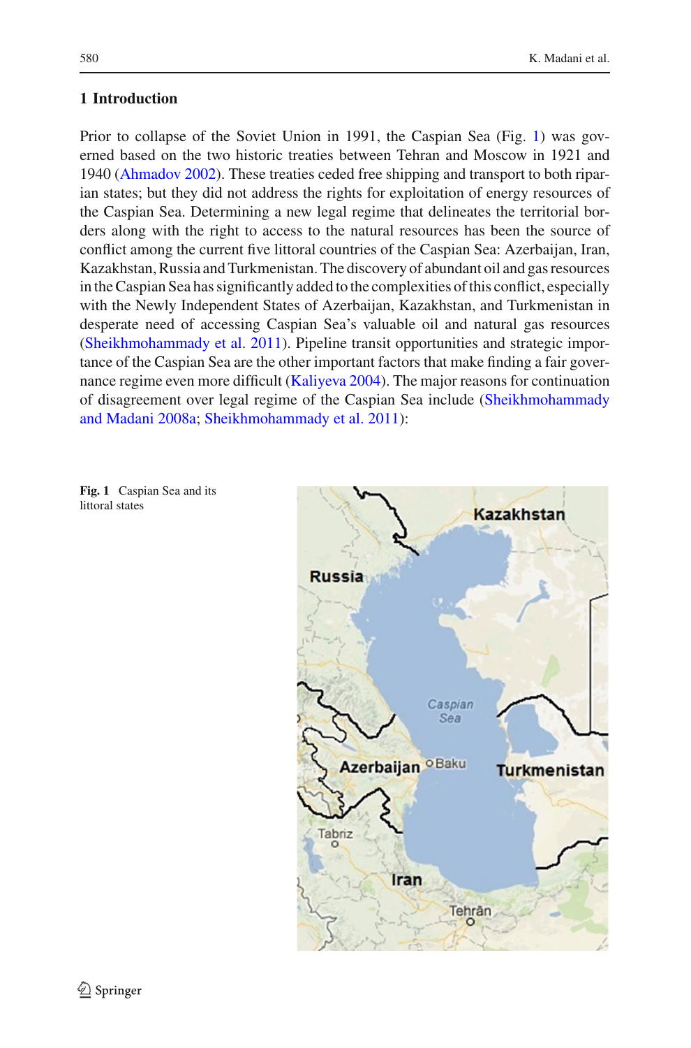## 1 Introduction

Prior to collapse of the Soviet Union in 1991, the Caspian Sea (Fig. 1) was governed based on the two historic treaties between Tehran and Moscow in 1921 and 1940 (Ahmadov 2002). These treaties ceded free shipping and transport to both riparian states; but they did not address the rights for exploitation of energy resources of the Caspian Sea. Determining a new legal regime that delineates the territorial borders along with the right to access to the natural resources has been the source of conflict among the current five littoral countries of the Caspian Sea: Azerbaijan, Iran, Kazakhstan, Russia and Turkmenistan. The discovery of abundant oil and gas resources in the Caspian Sea has significantly added to the complexities of this conflict, especially with the Newly Independent States of Azerbaijan, Kazakhstan, and Turkmenistan in desperate need of accessing Caspian Sea's valuable oil and natural gas resources (Sheikhmohammady et al. 2011). Pipeline transit opportunities and strategic importance of the Caspian Sea are the other important factors that make finding a fair governance regime even more difficult (Kaliyeva 2004). The major reasons for continuation of disagreement over legal regime of the Caspian Sea include (Sheikhmohammady and Madani 2008a; Sheikhmohammady et al. 2011):

**Fig. 1** Caspian Sea and its littoral states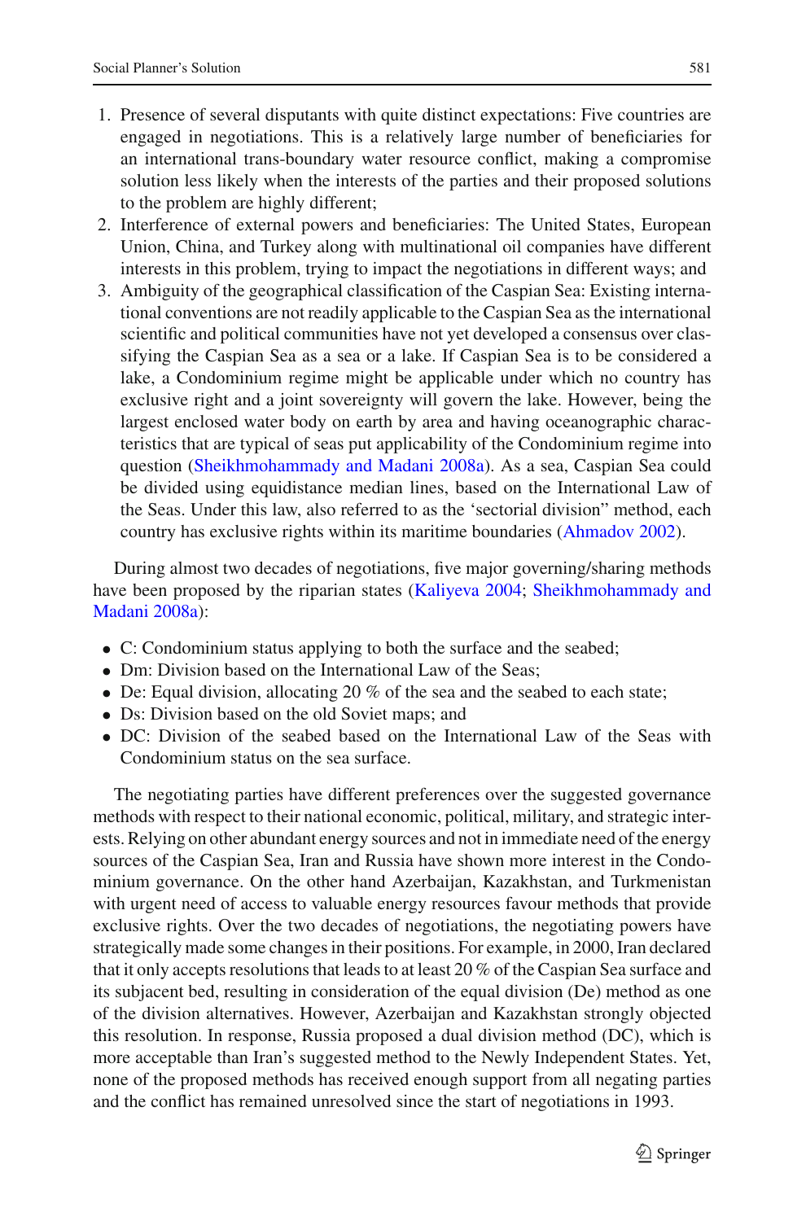1. Presence of several disputants with quite distinct expectations: Five countries are engaged in negotiations. This is a relatively large number of beneficiaries for an international trans-boundary water resource conflict, making a compromise solution less likely when the interests of the parties and their proposed solutions to the problem are highly different;
2. Interference of external powers and beneficiaries: The United States, European Union, China, and Turkey along with multinational oil companies have different interests in this problem, trying to impact the negotiations in different ways; and
3. Ambiguity of the geographical classification of the Caspian Sea: Existing international conventions are not readily applicable to the Caspian Sea as the international scientific and political communities have not yet developed a consensus over classifying the Caspian Sea as a sea or a lake. If Caspian Sea is to be considered a lake, a Condominium regime might be applicable under which no country has exclusive right and a joint sovereignty will govern the lake. However, being the largest enclosed water body on earth by area and having oceanographic characteristics that are typical of seas put applicability of the Condominium regime into question (Sheikhmohammady and Madani 2008a). As a sea, Caspian Sea could be divided using equidistance median lines, based on the International Law of the Seas. Under this law, also referred to as the 'sectorial division" method, each country has exclusive rights within its maritime boundaries (Ahmadov 2002).

During almost two decades of negotiations, five major governing/sharing methods have been proposed by the riparian states (Kaliyeva 2004; Sheikhmohammady and Madani 2008a):

- C: Condominium status applying to both the surface and the seabed;
- Dm: Division based on the International Law of the Seas;
- De: Equal division, allocating 20 % of the sea and the seabed to each state;
- Ds: Division based on the old Soviet maps; and
- DC: Division of the seabed based on the International Law of the Seas with Condominium status on the sea surface.

The negotiating parties have different preferences over the suggested governance methods with respect to their national economic, political, military, and strategic interests. Relying on other abundant energy sources and not in immediate need of the energy sources of the Caspian Sea, Iran and Russia have shown more interest in the Condominium governance. On the other hand Azerbaijan, Kazakhstan, and Turkmenistan with urgent need of access to valuable energy resources favour methods that provide exclusive rights. Over the two decades of negotiations, the negotiating powers have strategically made some changes in their positions. For example, in 2000, Iran declared that it only accepts resolutions that leads to at least 20 % of the Caspian Sea surface and its subjacent bed, resulting in consideration of the equal division (De) method as one of the division alternatives. However, Azerbaijan and Kazakhstan strongly objected this resolution. In response, Russia proposed a dual division method (DC), which is more acceptable than Iran's suggested method to the Newly Independent States. Yet, none of the proposed methods has received enough support from all negating parties and the conflict has remained unresolved since the start of negotiations in 1993.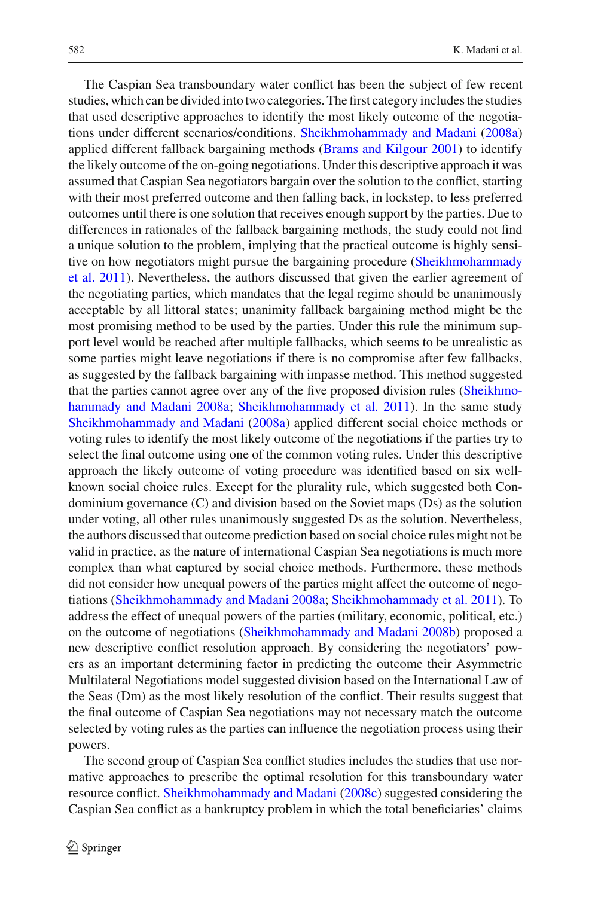The Caspian Sea transboundary water conflict has been the subject of few recent studies, which can be divided into two categories. The first category includes the studies that used descriptive approaches to identify the most likely outcome of the negotiations under different scenarios/conditions. Sheikhmohammady and Madani (2008a) applied different fallback bargaining methods (Brams and Kilgour 2001) to identify the likely outcome of the on-going negotiations. Under this descriptive approach it was assumed that Caspian Sea negotiators bargain over the solution to the conflict, starting with their most preferred outcome and then falling back, in lockstep, to less preferred outcomes until there is one solution that receives enough support by the parties. Due to differences in rationales of the fallback bargaining methods, the study could not find a unique solution to the problem, implying that the practical outcome is highly sensitive on how negotiators might pursue the bargaining procedure (Sheikhmohammady et al. 2011). Nevertheless, the authors discussed that given the earlier agreement of the negotiating parties, which mandates that the legal regime should be unanimously acceptable by all littoral states; unanimity fallback bargaining method might be the most promising method to be used by the parties. Under this rule the minimum support level would be reached after multiple fallbacks, which seems to be unrealistic as some parties might leave negotiations if there is no compromise after few fallbacks, as suggested by the fallback bargaining with impasse method. This method suggested that the parties cannot agree over any of the five proposed division rules (Sheikhmohammady and Madani 2008a; Sheikhmohammady et al. 2011). In the same study Sheikhmohammady and Madani (2008a) applied different social choice methods or voting rules to identify the most likely outcome of the negotiations if the parties try to select the final outcome using one of the common voting rules. Under this descriptive approach the likely outcome of voting procedure was identified based on six well-known social choice rules. Except for the plurality rule, which suggested both Condominium governance (C) and division based on the Soviet maps (Ds) as the solution under voting, all other rules unanimously suggested Ds as the solution. Nevertheless, the authors discussed that outcome prediction based on social choice rules might not be valid in practice, as the nature of international Caspian Sea negotiations is much more complex than what captured by social choice methods. Furthermore, these methods did not consider how unequal powers of the parties might affect the outcome of negotiations (Sheikhmohammady and Madani 2008a; Sheikhmohammady et al. 2011). To address the effect of unequal powers of the parties (military, economic, political, etc.) on the outcome of negotiations (Sheikhmohammady and Madani 2008b) proposed a new descriptive conflict resolution approach. By considering the negotiators' powers as an important determining factor in predicting the outcome their Asymmetric Multilateral Negotiations model suggested division based on the International Law of the Seas (Dm) as the most likely resolution of the conflict. Their results suggest that the final outcome of Caspian Sea negotiations may not necessary match the outcome selected by voting rules as the parties can influence the negotiation process using their powers.

The second group of Caspian Sea conflict studies includes the studies that use normative approaches to prescribe the optimal resolution for this transboundary water resource conflict. Sheikhmohammady and Madani (2008c) suggested considering the Caspian Sea conflict as a bankruptcy problem in which the total beneficiaries' claims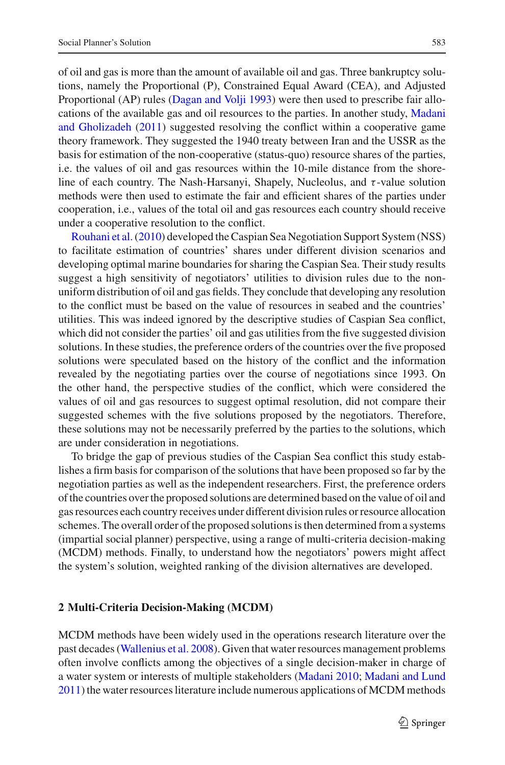of oil and gas is more than the amount of available oil and gas. Three bankruptcy solutions, namely the Proportional (P), Constrained Equal Award (CEA), and Adjusted Proportional (AP) rules (Dagan and Volji 1993) were then used to prescribe fair allocations of the available gas and oil resources to the parties. In another study, Madani and Gholizadeh (2011) suggested resolving the conflict within a cooperative game theory framework. They suggested the 1940 treaty between Iran and the USSR as the basis for estimation of the non-cooperative (status-quo) resource shares of the parties, i.e. the values of oil and gas resources within the 10-mile distance from the shoreline of each country. The Nash-Harsanyi, Shapely, Nucleolus, and $\tau$-value solution methods were then used to estimate the fair and efficient shares of the parties under cooperation, i.e., values of the total oil and gas resources each country should receive under a cooperative resolution to the conflict.

Rouhani et al. (2010) developed the Caspian Sea Negotiation Support System (NSS) to facilitate estimation of countries' shares under different division scenarios and developing optimal marine boundaries for sharing the Caspian Sea. Their study results suggest a high sensitivity of negotiators' utilities to division rules due to the non-uniform distribution of oil and gas fields. They conclude that developing any resolution to the conflict must be based on the value of resources in seabed and the countries' utilities. This was indeed ignored by the descriptive studies of Caspian Sea conflict, which did not consider the parties' oil and gas utilities from the five suggested division solutions. In these studies, the preference orders of the countries over the five proposed solutions were speculated based on the history of the conflict and the information revealed by the negotiating parties over the course of negotiations since 1993. On the other hand, the perspective studies of the conflict, which were considered the values of oil and gas resources to suggest optimal resolution, did not compare their suggested schemes with the five solutions proposed by the negotiators. Therefore, these solutions may not be necessarily preferred by the parties to the solutions, which are under consideration in negotiations.

To bridge the gap of previous studies of the Caspian Sea conflict this study establishes a firm basis for comparison of the solutions that have been proposed so far by the negotiation parties as well as the independent researchers. First, the preference orders of the countries over the proposed solutions are determined based on the value of oil and gas resources each country receives under different division rules or resource allocation schemes. The overall order of the proposed solutions is then determined from a systems (impartial social planner) perspective, using a range of multi-criteria decision-making (MCDM) methods. Finally, to understand how the negotiators' powers might affect the system's solution, weighted ranking of the division alternatives are developed.

## 2 Multi-Criteria Decision-Making (MCDM)

MCDM methods have been widely used in the operations research literature over the past decades (Wallenius et al. 2008). Given that water resources management problems often involve conflicts among the objectives of a single decision-maker in charge of a water system or interests of multiple stakeholders (Madani 2010; Madani and Lund 2011) the water resources literature include numerous applications of MCDM methods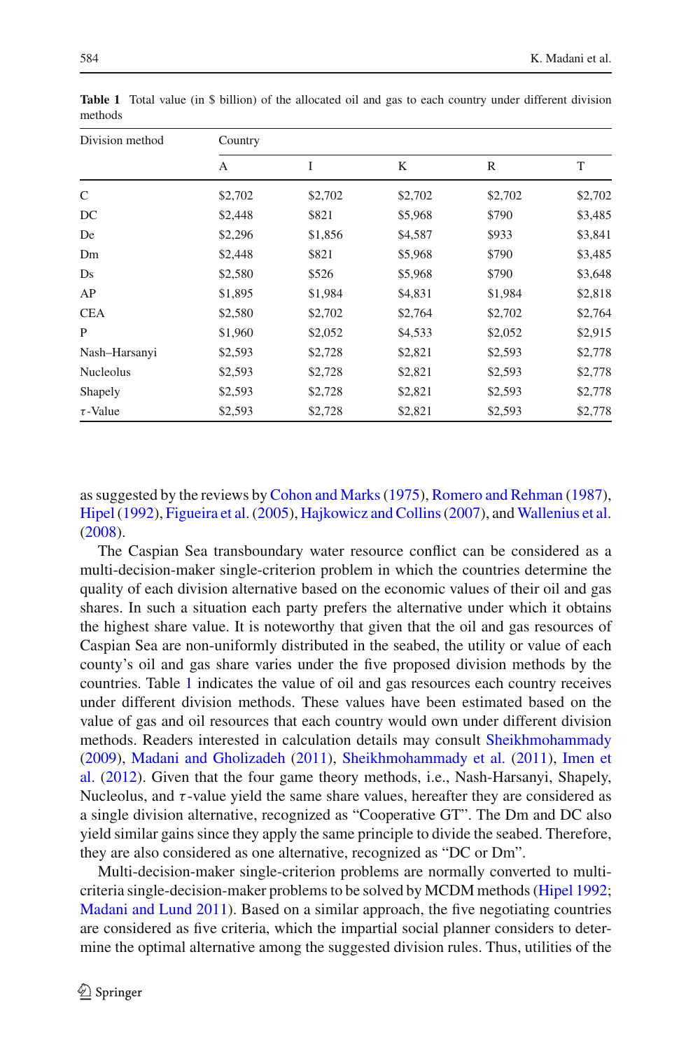**Table 1** Total value (in $ billion) of the allocated oil and gas to each country under different division methods

| Division method | Country | | | | |
|---|---|---|---|---|---|
| | A | I | K | R | T |
| C | $2,702 | $2,702 | $2,702 | $2,702 | $2,702 |
| DC | $2,448 | $821 | $5,968 | $790 | $3,485 |
| De | $2,296 | $1,856 | $4,587 | $933 | $3,841 |
| Dm | $2,448 | $821 | $5,968 | $790 | $3,485 |
| Ds | $2,580 | $526 | $5,968 | $790 | $3,648 |
| AP | $1,895 | $1,984 | $4,831 | $1,984 | $2,818 |
| CEA | $2,580 | $2,702 | $2,764 | $2,702 | $2,764 |
| P | $1,960 | $2,052 | $4,533 | $2,052 | $2,915 |
| Nash–Harsanyi | $2,593 | $2,728 | $2,821 | $2,593 | $2,778 |
| Nucleolus | $2,593 | $2,728 | $2,821 | $2,593 | $2,778 |
| Shapely | $2,593 | $2,728 | $2,821 | $2,593 | $2,778 |
| $\tau$-Value | $2,593 | $2,728 | $2,821 | $2,593 | $2,778 |

as suggested by the reviews by Cohon and Marks (1975), Romero and Rehman (1987), Hipel (1992), Figueira et al. (2005), Hajkowicz and Collins (2007), and Wallenius et al. (2008).

The Caspian Sea transboundary water resource conflict can be considered as a multi-decision-maker single-criterion problem in which the countries determine the quality of each division alternative based on the economic values of their oil and gas shares. In such a situation each party prefers the alternative under which it obtains the highest share value. It is noteworthy that given that the oil and gas resources of Caspian Sea are non-uniformly distributed in the seabed, the utility or value of each county's oil and gas share varies under the five proposed division methods by the countries. Table 1 indicates the value of oil and gas resources each country receives under different division methods. These values have been estimated based on the value of gas and oil resources that each country would own under different division methods. Readers interested in calculation details may consult Sheikhmohammady (2009), Madani and Gholizadeh (2011), Sheikhmohammady et al. (2011), Imen et al. (2012). Given that the four game theory methods, i.e., Nash-Harsanyi, Shapely, Nucleolus, and $\tau$-value yield the same share values, hereafter they are considered as a single division alternative, recognized as "Cooperative GT". The Dm and DC also yield similar gains since they apply the same principle to divide the seabed. Therefore, they are also considered as one alternative, recognized as "DC or Dm".

Multi-decision-maker single-criterion problems are normally converted to multi-criteria single-decision-maker problems to be solved by MCDM methods (Hipel 1992; Madani and Lund 2011). Based on a similar approach, the five negotiating countries are considered as five criteria, which the impartial social planner considers to determine the optimal alternative among the suggested division rules. Thus, utilities of the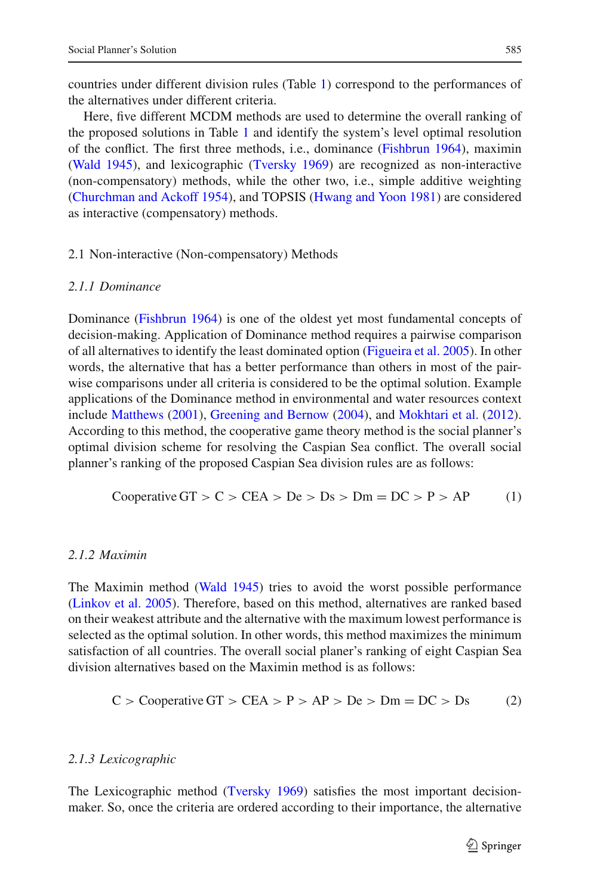countries under different division rules (Table 1) correspond to the performances of the alternatives under different criteria.

Here, five different MCDM methods are used to determine the overall ranking of the proposed solutions in Table 1 and identify the system's level optimal resolution of the conflict. The first three methods, i.e., dominance (Fishbrun 1964), maximin (Wald 1945), and lexicographic (Tversky 1969) are recognized as non-interactive (non-compensatory) methods, while the other two, i.e., simple additive weighting (Churchman and Ackoff 1954), and TOPSIS (Hwang and Yoon 1981) are considered as interactive (compensatory) methods.

## 2.1 Non-interactive (Non-compensatory) Methods

### *2.1.1 Dominance*

Dominance (Fishbrun 1964) is one of the oldest yet most fundamental concepts of decision-making. Application of Dominance method requires a pairwise comparison of all alternatives to identify the least dominated option (Figueira et al. 2005). In other words, the alternative that has a better performance than others in most of the pairwise comparisons under all criteria is considered to be the optimal solution. Example applications of the Dominance method in environmental and water resources context include Matthews (2001), Greening and Bernow (2004), and Mokhtari et al. (2012). According to this method, the cooperative game theory method is the social planner's optimal division scheme for resolving the Caspian Sea conflict. The overall social planner's ranking of the proposed Caspian Sea division rules are as follows:

$$\text{Cooperative GT} > \text{C} > \text{CEA} > \text{De} > \text{Ds} > \text{Dm} = \text{DC} > \text{P} > \text{AP} \tag{1}$$

### *2.1.2 Maximin*

The Maximin method (Wald 1945) tries to avoid the worst possible performance (Linkov et al. 2005). Therefore, based on this method, alternatives are ranked based on their weakest attribute and the alternative with the maximum lowest performance is selected as the optimal solution. In other words, this method maximizes the minimum satisfaction of all countries. The overall social planer's ranking of eight Caspian Sea division alternatives based on the Maximin method is as follows:

$$\text{C} > \text{Cooperative GT} > \text{CEA} > \text{P} > \text{AP} > \text{De} > \text{Dm} = \text{DC} > \text{Ds} \tag{2}$$

### *2.1.3 Lexicographic*

The Lexicographic method (Tversky 1969) satisfies the most important decision-maker. So, once the criteria are ordered according to their importance, the alternative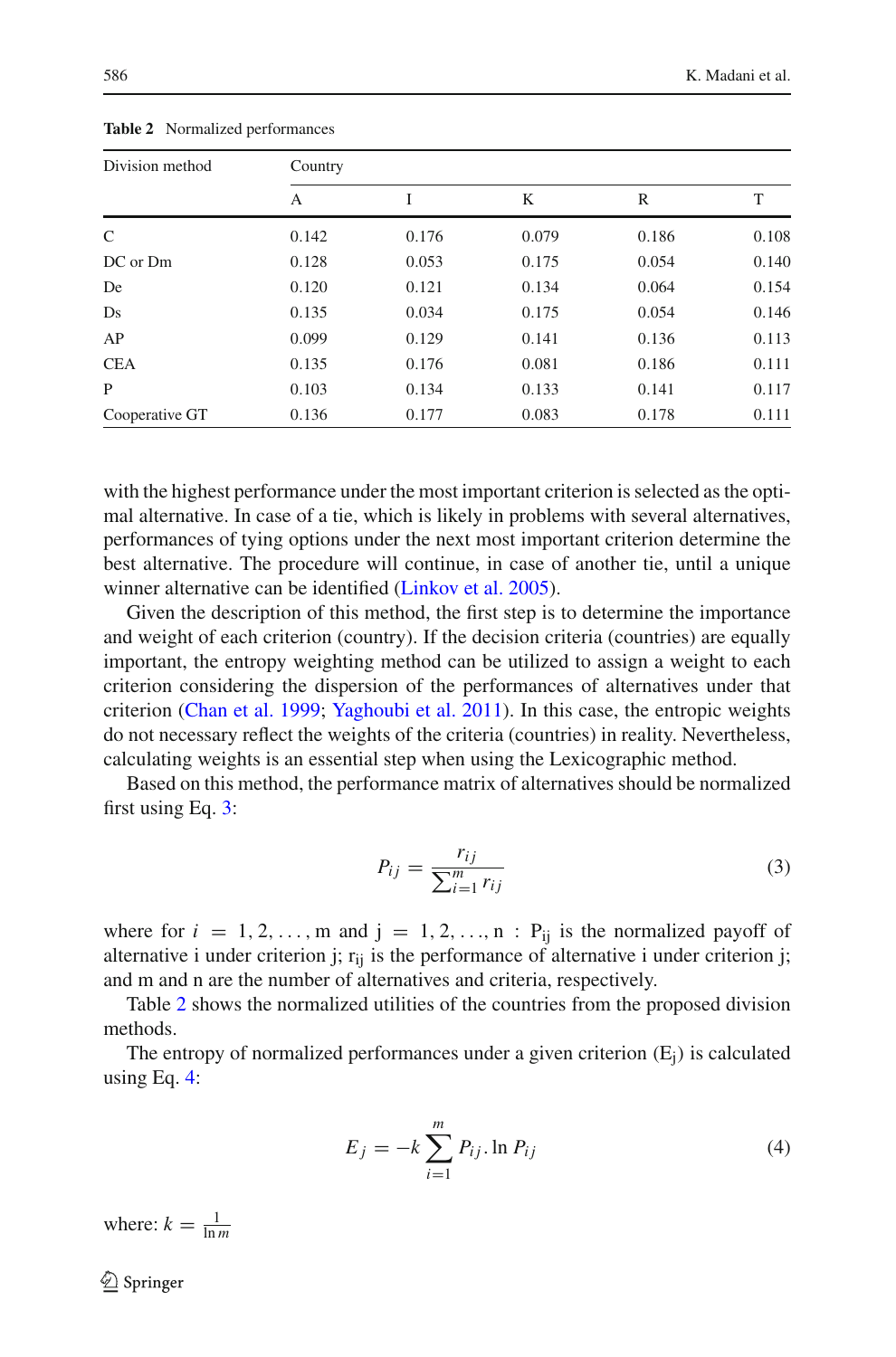Table 2 Normalized performances

| Division method | Country | | | | |
|---|---|---|---|---|---|
| | A | I | K | R | T |
| C | 0.142 | 0.176 | 0.079 | 0.186 | 0.108 |
| DC or Dm | 0.128 | 0.053 | 0.175 | 0.054 | 0.140 |
| De | 0.120 | 0.121 | 0.134 | 0.064 | 0.154 |
| Ds | 0.135 | 0.034 | 0.175 | 0.054 | 0.146 |
| AP | 0.099 | 0.129 | 0.141 | 0.136 | 0.113 |
| CEA | 0.135 | 0.176 | 0.081 | 0.186 | 0.111 |
| P | 0.103 | 0.134 | 0.133 | 0.141 | 0.117 |
| Cooperative GT | 0.136 | 0.177 | 0.083 | 0.178 | 0.111 |

with the highest performance under the most important criterion is selected as the optimal alternative. In case of a tie, which is likely in problems with several alternatives, performances of tying options under the next most important criterion determine the best alternative. The procedure will continue, in case of another tie, until a unique winner alternative can be identified (Linkov et al. 2005).

Given the description of this method, the first step is to determine the importance and weight of each criterion (country). If the decision criteria (countries) are equally important, the entropy weighting method can be utilized to assign a weight to each criterion considering the dispersion of the performances of alternatives under that criterion (Chan et al. 1999; Yaghoubi et al. 2011). In this case, the entropic weights do not necessary reflect the weights of the criteria (countries) in reality. Nevertheless, calculating weights is an essential step when using the Lexicographic method.

Based on this method, the performance matrix of alternatives should be normalized first using Eq. 3:

$$P_{ij} = \frac{r_{ij}}{\sum_{i=1}^{m} r_{ij}} \tag{3}$$

where for $i = 1, 2, \ldots, m$ and $j = 1, 2, \ldots, n$ : $P_{ij}$ is the normalized payoff of alternative i under criterion j; $r_{ij}$ is the performance of alternative i under criterion j; and m and n are the number of alternatives and criteria, respectively.

Table 2 shows the normalized utilities of the countries from the proposed division methods.

The entropy of normalized performances under a given criterion ($E_j$) is calculated using Eq. 4:

$$E_j = -k \sum_{i=1}^{m} P_{ij}.\ln P_{ij} \tag{4}$$

where: $k = \frac{1}{\ln m}$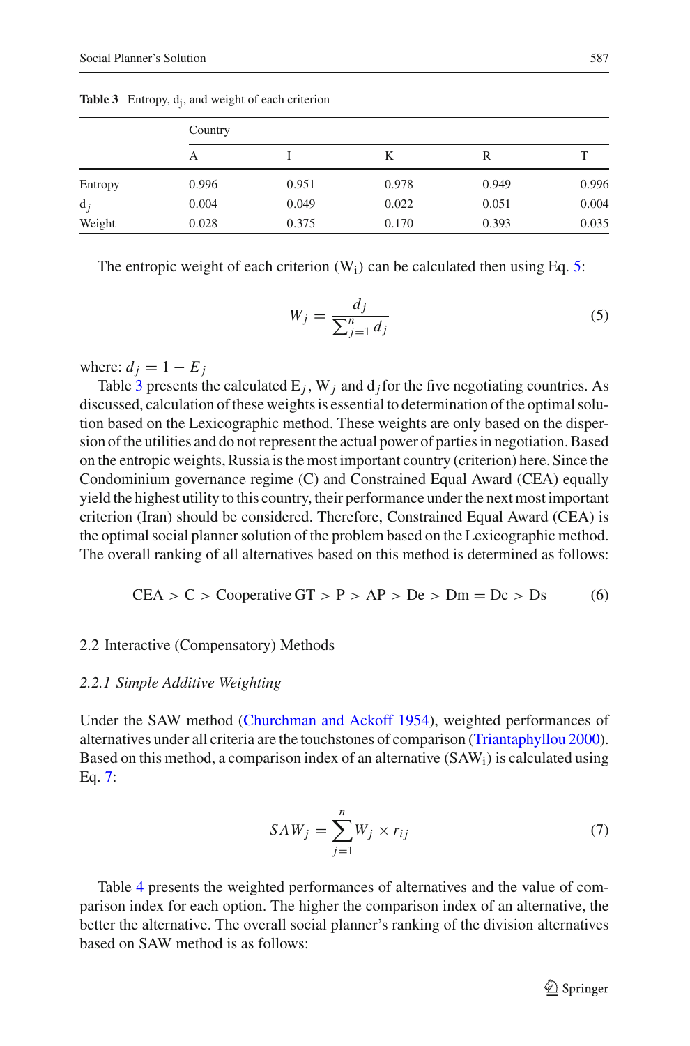**Table 3** Entropy, $d_j$, and weight of each criterion

| | Country | | | | |
|---|---|---|---|---|---|
| | A | I | K | R | T |
| Entropy | 0.996 | 0.951 | 0.978 | 0.949 | 0.996 |
| $d_j$ | 0.004 | 0.049 | 0.022 | 0.051 | 0.004 |
| Weight | 0.028 | 0.375 | 0.170 | 0.393 | 0.035 |

The entropic weight of each criterion ($W_i$) can be calculated then using Eq. 5:

$$W_j = \frac{d_j}{\sum_{j=1}^{n} d_j} \tag{5}$$

where: $d_j = 1 - E_j$

Table 3 presents the calculated $E_j$, $W_j$ and $d_j$ for the five negotiating countries. As discussed, calculation of these weights is essential to determination of the optimal solution based on the Lexicographic method. These weights are only based on the dispersion of the utilities and do not represent the actual power of parties in negotiation. Based on the entropic weights, Russia is the most important country (criterion) here. Since the Condominium governance regime (C) and Constrained Equal Award (CEA) equally yield the highest utility to this country, their performance under the next most important criterion (Iran) should be considered. Therefore, Constrained Equal Award (CEA) is the optimal social planner solution of the problem based on the Lexicographic method. The overall ranking of all alternatives based on this method is determined as follows:

$$\text{CEA} > \text{C} > \text{Cooperative GT} > \text{P} > \text{AP} > \text{De} > \text{Dm} = \text{Dc} > \text{Ds} \tag{6}$$

## 2.2 Interactive (Compensatory) Methods

### *2.2.1 Simple Additive Weighting*

Under the SAW method (Churchman and Ackoff 1954), weighted performances of alternatives under all criteria are the touchstones of comparison (Triantaphyllou 2000). Based on this method, a comparison index of an alternative ($SAW_i$) is calculated using Eq. 7:

$$SAW_j = \sum_{j=1}^{n} W_j \times r_{ij} \tag{7}$$

Table 4 presents the weighted performances of alternatives and the value of comparison index for each option. The higher the comparison index of an alternative, the better the alternative. The overall social planner's ranking of the division alternatives based on SAW method is as follows: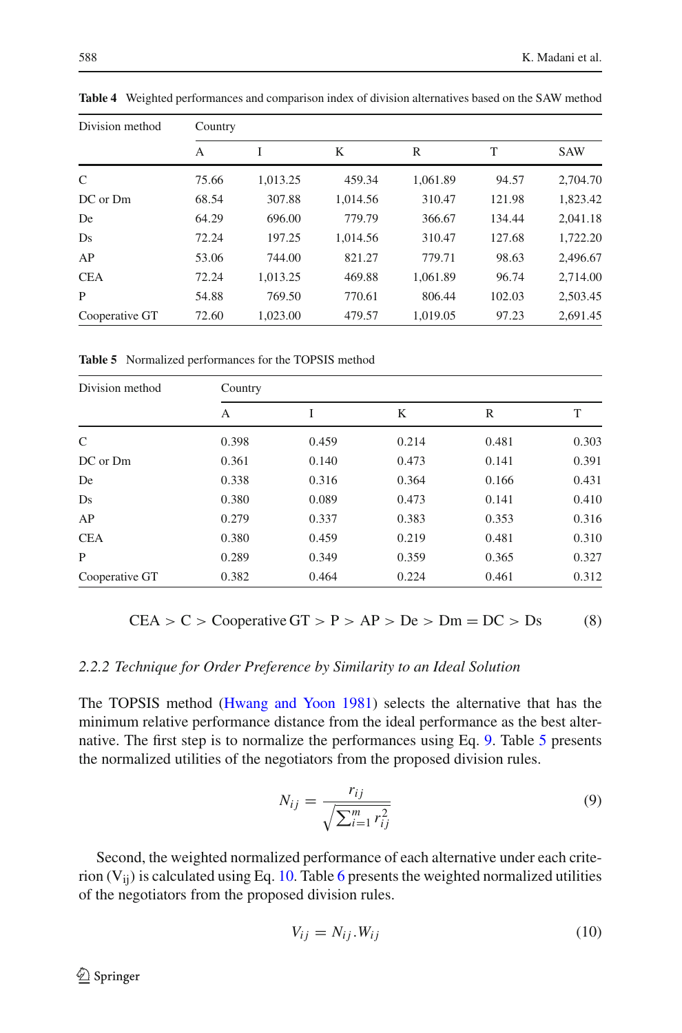**Table 4** Weighted performances and comparison index of division alternatives based on the SAW method

| Division method | Country | | | | | |
|---|---|---|---|---|---|---|
| | A | I | K | R | T | SAW |
| C | 75.66 | 1,013.25 | 459.34 | 1,061.89 | 94.57 | 2,704.70 |
| DC or Dm | 68.54 | 307.88 | 1,014.56 | 310.47 | 121.98 | 1,823.42 |
| De | 64.29 | 696.00 | 779.79 | 366.67 | 134.44 | 2,041.18 |
| Ds | 72.24 | 197.25 | 1,014.56 | 310.47 | 127.68 | 1,722.20 |
| AP | 53.06 | 744.00 | 821.27 | 779.71 | 98.63 | 2,496.67 |
| CEA | 72.24 | 1,013.25 | 469.88 | 1,061.89 | 96.74 | 2,714.00 |
| P | 54.88 | 769.50 | 770.61 | 806.44 | 102.03 | 2,503.45 |
| Cooperative GT | 72.60 | 1,023.00 | 479.57 | 1,019.05 | 97.23 | 2,691.45 |

**Table 5** Normalized performances for the TOPSIS method

| Division method | Country | | | | |
|---|---|---|---|---|---|
| | A | I | K | R | T |
| C | 0.398 | 0.459 | 0.214 | 0.481 | 0.303 |
| DC or Dm | 0.361 | 0.140 | 0.473 | 0.141 | 0.391 |
| De | 0.338 | 0.316 | 0.364 | 0.166 | 0.431 |
| Ds | 0.380 | 0.089 | 0.473 | 0.141 | 0.410 |
| AP | 0.279 | 0.337 | 0.383 | 0.353 | 0.316 |
| CEA | 0.380 | 0.459 | 0.219 | 0.481 | 0.310 |
| P | 0.289 | 0.349 | 0.359 | 0.365 | 0.327 |
| Cooperative GT | 0.382 | 0.464 | 0.224 | 0.461 | 0.312 |

$$\text{CEA} > \text{C} > \text{Cooperative GT} > \text{P} > \text{AP} > \text{De} > \text{Dm} = \text{DC} > \text{Ds} \tag{8}$$

### *2.2.2 Technique for Order Preference by Similarity to an Ideal Solution*

The TOPSIS method (Hwang and Yoon 1981) selects the alternative that has the minimum relative performance distance from the ideal performance as the best alternative. The first step is to normalize the performances using Eq. 9. Table 5 presents the normalized utilities of the negotiators from the proposed division rules.

$$N_{ij} = \frac{r_{ij}}{\sqrt{\sum_{i=1}^{m} r_{ij}^2}} \tag{9}$$

Second, the weighted normalized performance of each alternative under each criterion ($V_{ij}$) is calculated using Eq. 10. Table 6 presents the weighted normalized utilities of the negotiators from the proposed division rules.

$$V_{ij} = N_{ij}.W_{ij} \tag{10}$$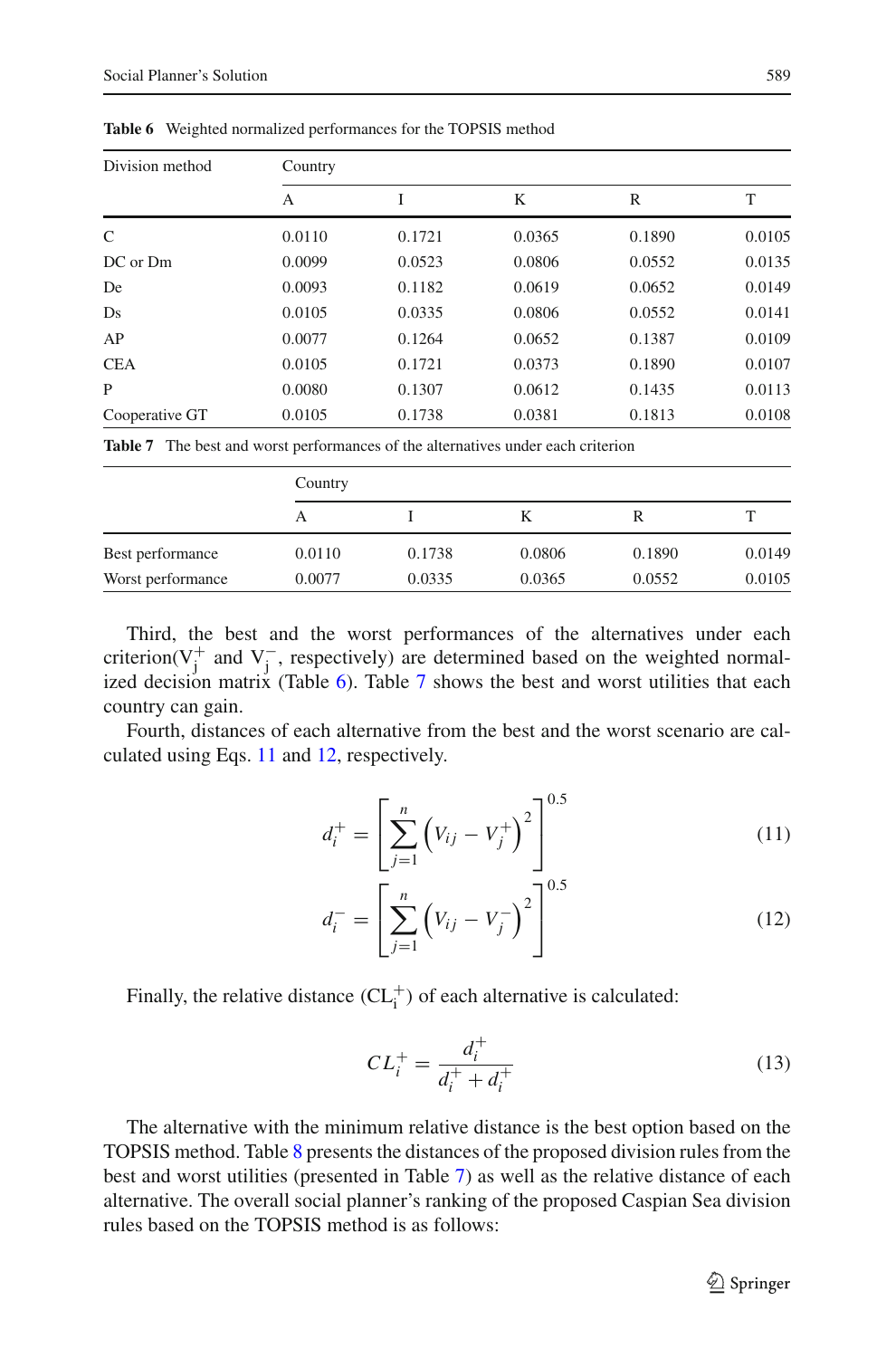**Table 6** Weighted normalized performances for the TOPSIS method

| Division method | Country | | | | |
|---|---|---|---|---|---|
| | A | I | K | R | T |
| C | 0.0110 | 0.1721 | 0.0365 | 0.1890 | 0.0105 |
| DC or Dm | 0.0099 | 0.0523 | 0.0806 | 0.0552 | 0.0135 |
| De | 0.0093 | 0.1182 | 0.0619 | 0.0652 | 0.0149 |
| Ds | 0.0105 | 0.0335 | 0.0806 | 0.0552 | 0.0141 |
| AP | 0.0077 | 0.1264 | 0.0652 | 0.1387 | 0.0109 |
| CEA | 0.0105 | 0.1721 | 0.0373 | 0.1890 | 0.0107 |
| P | 0.0080 | 0.1307 | 0.0612 | 0.1435 | 0.0113 |
| Cooperative GT | 0.0105 | 0.1738 | 0.0381 | 0.1813 | 0.0108 |

**Table 7** The best and worst performances of the alternatives under each criterion

| | Country | | | | |
|---|---|---|---|---|---|
| | A | I | K | R | T |
| Best performance | 0.0110 | 0.1738 | 0.0806 | 0.1890 | 0.0149 |
| Worst performance | 0.0077 | 0.0335 | 0.0365 | 0.0552 | 0.0105 |

Third, the best and the worst performances of the alternatives under each criterion($V_j^+$ and $V_j^-$, respectively) are determined based on the weighted normalized decision matrix (Table 6). Table 7 shows the best and worst utilities that each country can gain.

Fourth, distances of each alternative from the best and the worst scenario are calculated using Eqs. 11 and 12, respectively.

$$d_i^+ = \left[\sum_{j=1}^{n} \left(V_{ij} - V_j^+\right)^2\right]^{0.5} \tag{11}$$

$$d_i^- = \left[\sum_{j=1}^{n} \left(V_{ij} - V_j^-\right)^2\right]^{0.5} \tag{12}$$

Finally, the relative distance ($CL_i^+$) of each alternative is calculated:

$$CL_i^+ = \frac{d_i^+}{d_i^+ + d_i^+} \tag{13}$$

The alternative with the minimum relative distance is the best option based on the TOPSIS method. Table 8 presents the distances of the proposed division rules from the best and worst utilities (presented in Table 7) as well as the relative distance of each alternative. The overall social planner's ranking of the proposed Caspian Sea division rules based on the TOPSIS method is as follows: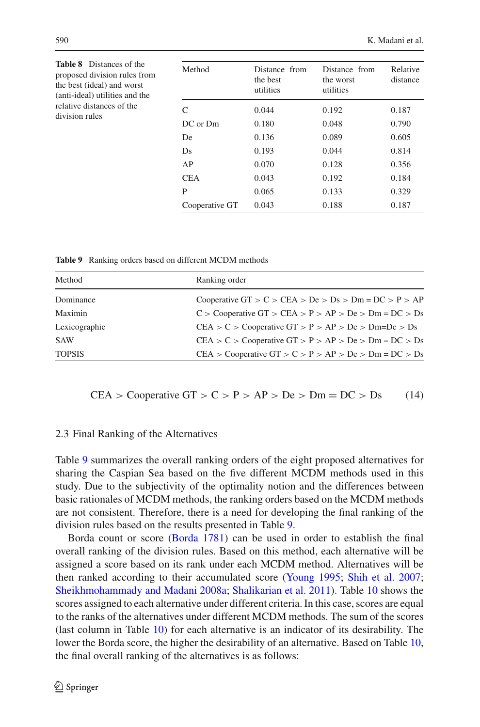**Table 8** Distances of the proposed division rules from the best (ideal) and worst (anti-ideal) utilities and the relative distances of the division rules

| Method | Distance from the best utilities | Distance from the worst utilities | Relative distance |
|---|---|---|---|
| C | 0.044 | 0.192 | 0.187 |
| DC or Dm | 0.180 | 0.048 | 0.790 |
| De | 0.136 | 0.089 | 0.605 |
| Ds | 0.193 | 0.044 | 0.814 |
| AP | 0.070 | 0.128 | 0.356 |
| CEA | 0.043 | 0.192 | 0.184 |
| P | 0.065 | 0.133 | 0.329 |
| Cooperative GT | 0.043 | 0.188 | 0.187 |

**Table 9** Ranking orders based on different MCDM methods

| Method | Ranking order |
|---|---|
| Dominance | Cooperative GT > C > CEA > De > Ds > Dm = DC > P > AP |
| Maximin | C > Cooperative GT > CEA > P > AP > De > Dm = DC > Ds |
| Lexicographic | CEA > C > Cooperative GT > P > AP > De > Dm=Dc > Ds |
| SAW | CEA > C > Cooperative GT > P > AP > De > Dm = DC > Ds |
| TOPSIS | CEA > Cooperative GT > C > P > AP > De > Dm = DC > Ds |

$$\text{CEA} > \text{Cooperative GT} > \text{C} > \text{P} > \text{AP} > \text{De} > \text{Dm} = \text{DC} > \text{Ds} \tag{14}$$

### 2.3 Final Ranking of the Alternatives

Table 9 summarizes the overall ranking orders of the eight proposed alternatives for sharing the Caspian Sea based on the five different MCDM methods used in this study. Due to the subjectivity of the optimality notion and the differences between basic rationales of MCDM methods, the ranking orders based on the MCDM methods are not consistent. Therefore, there is a need for developing the final ranking of the division rules based on the results presented in Table 9.

Borda count or score (Borda 1781) can be used in order to establish the final overall ranking of the division rules. Based on this method, each alternative will be assigned a score based on its rank under each MCDM method. Alternatives will be then ranked according to their accumulated score (Young 1995; Shih et al. 2007; Sheikhmohammady and Madani 2008a; Shalikarian et al. 2011). Table 10 shows the scores assigned to each alternative under different criteria. In this case, scores are equal to the ranks of the alternatives under different MCDM methods. The sum of the scores (last column in Table 10) for each alternative is an indicator of its desirability. The lower the Borda score, the higher the desirability of an alternative. Based on Table 10, the final overall ranking of the alternatives is as follows: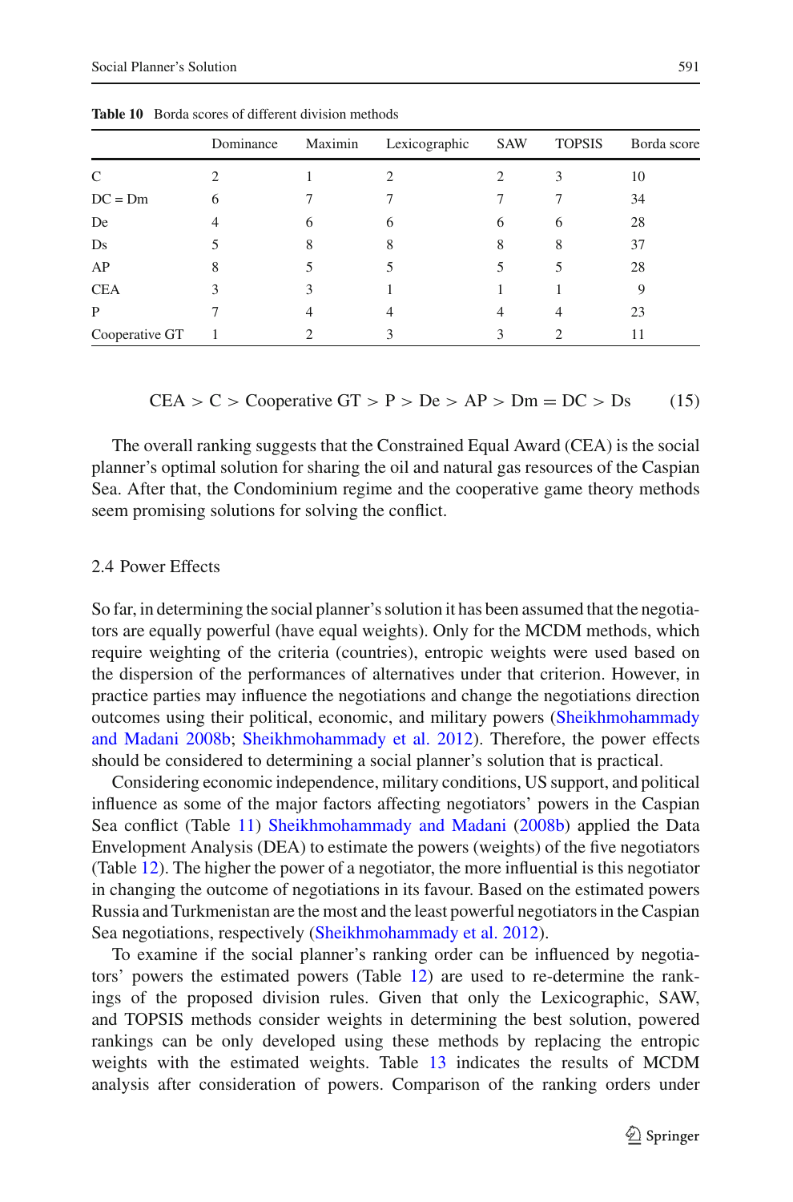**Table 10** Borda scores of different division methods

|  | Dominance | Maximin | Lexicographic | SAW | TOPSIS | Borda score |
|---|---|---|---|---|---|---|
| C | 2 | 1 | 2 | 2 | 3 | 10 |
| DC = Dm | 6 | 7 | 7 | 7 | 7 | 34 |
| De | 4 | 6 | 6 | 6 | 6 | 28 |
| Ds | 5 | 8 | 8 | 8 | 8 | 37 |
| AP | 8 | 5 | 5 | 5 | 5 | 28 |
| CEA | 3 | 3 | 1 | 1 | 1 | 9 |
| P | 7 | 4 | 4 | 4 | 4 | 23 |
| Cooperative GT | 1 | 2 | 3 | 3 | 2 | 11 |

$$\text{CEA} > \text{C} > \text{Cooperative GT} > \text{P} > \text{De} > \text{AP} > \text{Dm} = \text{DC} > \text{Ds} \qquad (15)$$

The overall ranking suggests that the Constrained Equal Award (CEA) is the social planner's optimal solution for sharing the oil and natural gas resources of the Caspian Sea. After that, the Condominium regime and the cooperative game theory methods seem promising solutions for solving the conflict.

## 2.4 Power Effects

So far, in determining the social planner's solution it has been assumed that the negotiators are equally powerful (have equal weights). Only for the MCDM methods, which require weighting of the criteria (countries), entropic weights were used based on the dispersion of the performances of alternatives under that criterion. However, in practice parties may influence the negotiations and change the negotiations direction outcomes using their political, economic, and military powers (Sheikhmohammady and Madani 2008b; Sheikhmohammady et al. 2012). Therefore, the power effects should be considered to determining a social planner's solution that is practical.

Considering economic independence, military conditions, US support, and political influence as some of the major factors affecting negotiators' powers in the Caspian Sea conflict (Table 11) Sheikhmohammady and Madani (2008b) applied the Data Envelopment Analysis (DEA) to estimate the powers (weights) of the five negotiators (Table 12). The higher the power of a negotiator, the more influential is this negotiator in changing the outcome of negotiations in its favour. Based on the estimated powers Russia and Turkmenistan are the most and the least powerful negotiators in the Caspian Sea negotiations, respectively (Sheikhmohammady et al. 2012).

To examine if the social planner's ranking order can be influenced by negotiators' powers the estimated powers (Table 12) are used to re-determine the rankings of the proposed division rules. Given that only the Lexicographic, SAW, and TOPSIS methods consider weights in determining the best solution, powered rankings can be only developed using these methods by replacing the entropic weights with the estimated weights. Table 13 indicates the results of MCDM analysis after consideration of powers. Comparison of the ranking orders under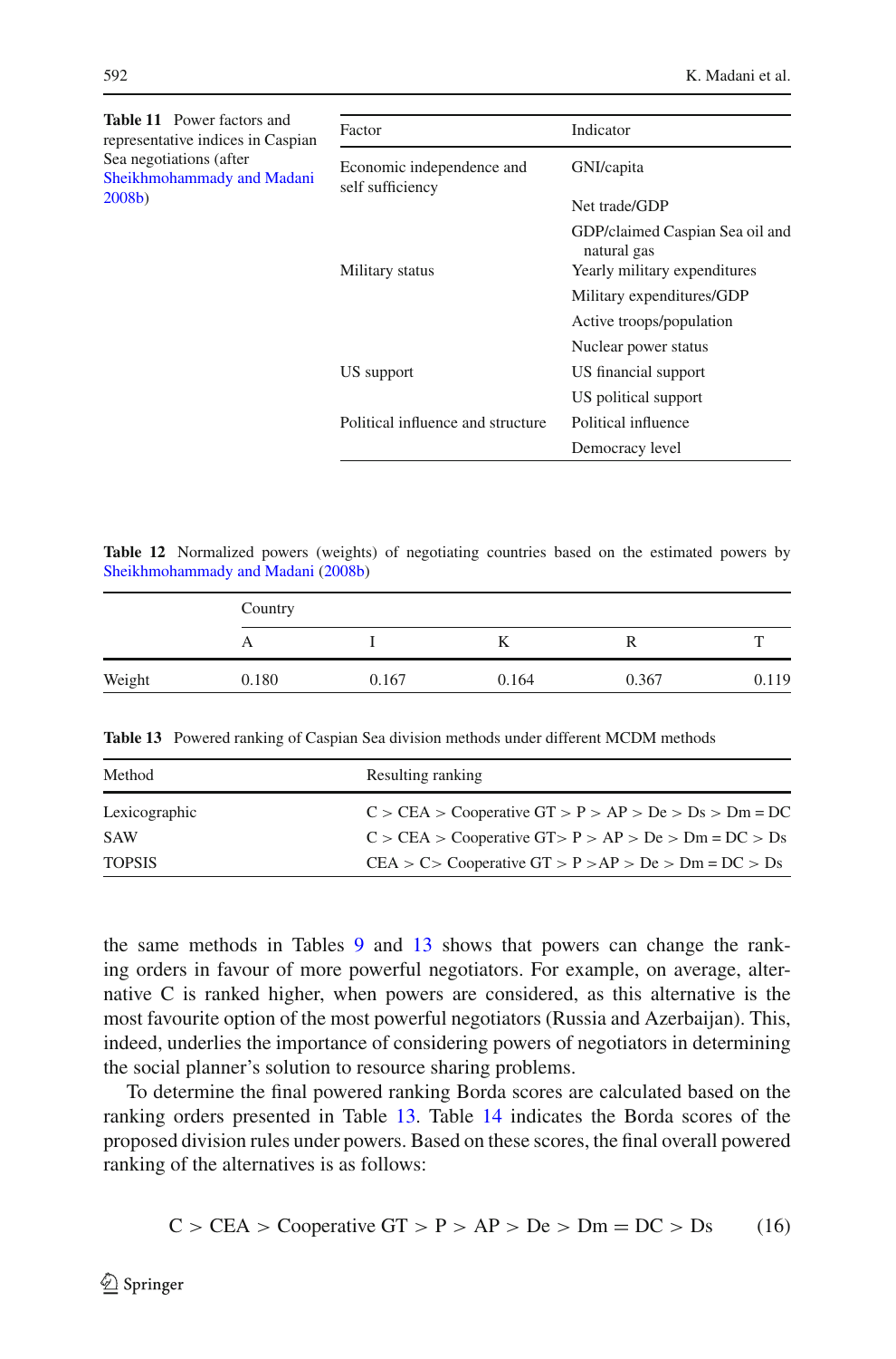**Table 11** Power factors and representative indices in Caspian Sea negotiations (after Sheikhmohammady and Madani 2008b)

| Factor | Indicator |
|---|---|
| Economic independence and self sufficiency | GNI/capita |
| | Net trade/GDP |
| | GDP/claimed Caspian Sea oil and natural gas |
| Military status | Yearly military expenditures |
| | Military expenditures/GDP |
| | Active troops/population |
| | Nuclear power status |
| US support | US financial support |
| | US political support |
| Political influence and structure | Political influence |
| | Democracy level |

**Table 12** Normalized powers (weights) of negotiating countries based on the estimated powers by Sheikhmohammady and Madani (2008b)

| | Country | | | | |
|---|---|---|---|---|---|
| | A | I | K | R | T |
| Weight | 0.180 | 0.167 | 0.164 | 0.367 | 0.119 |

**Table 13** Powered ranking of Caspian Sea division methods under different MCDM methods

| Method | Resulting ranking |
|---|---|
| Lexicographic | C > CEA > Cooperative GT > P > AP > De > Ds > Dm = DC |
| SAW | C > CEA > Cooperative GT> P > AP > De > Dm = DC > Ds |
| TOPSIS | CEA > C> Cooperative GT > P >AP > De > Dm = DC > Ds |

the same methods in Tables 9 and 13 shows that powers can change the ranking orders in favour of more powerful negotiators. For example, on average, alternative C is ranked higher, when powers are considered, as this alternative is the most favourite option of the most powerful negotiators (Russia and Azerbaijan). This, indeed, underlies the importance of considering powers of negotiators in determining the social planner's solution to resource sharing problems.

To determine the final powered ranking Borda scores are calculated based on the ranking orders presented in Table 13. Table 14 indicates the Borda scores of the proposed division rules under powers. Based on these scores, the final overall powered ranking of the alternatives is as follows:

$$\text{C} > \text{CEA} > \text{Cooperative GT} > \text{P} > \text{AP} > \text{De} > \text{Dm} = \text{DC} > \text{Ds} \tag{16}$$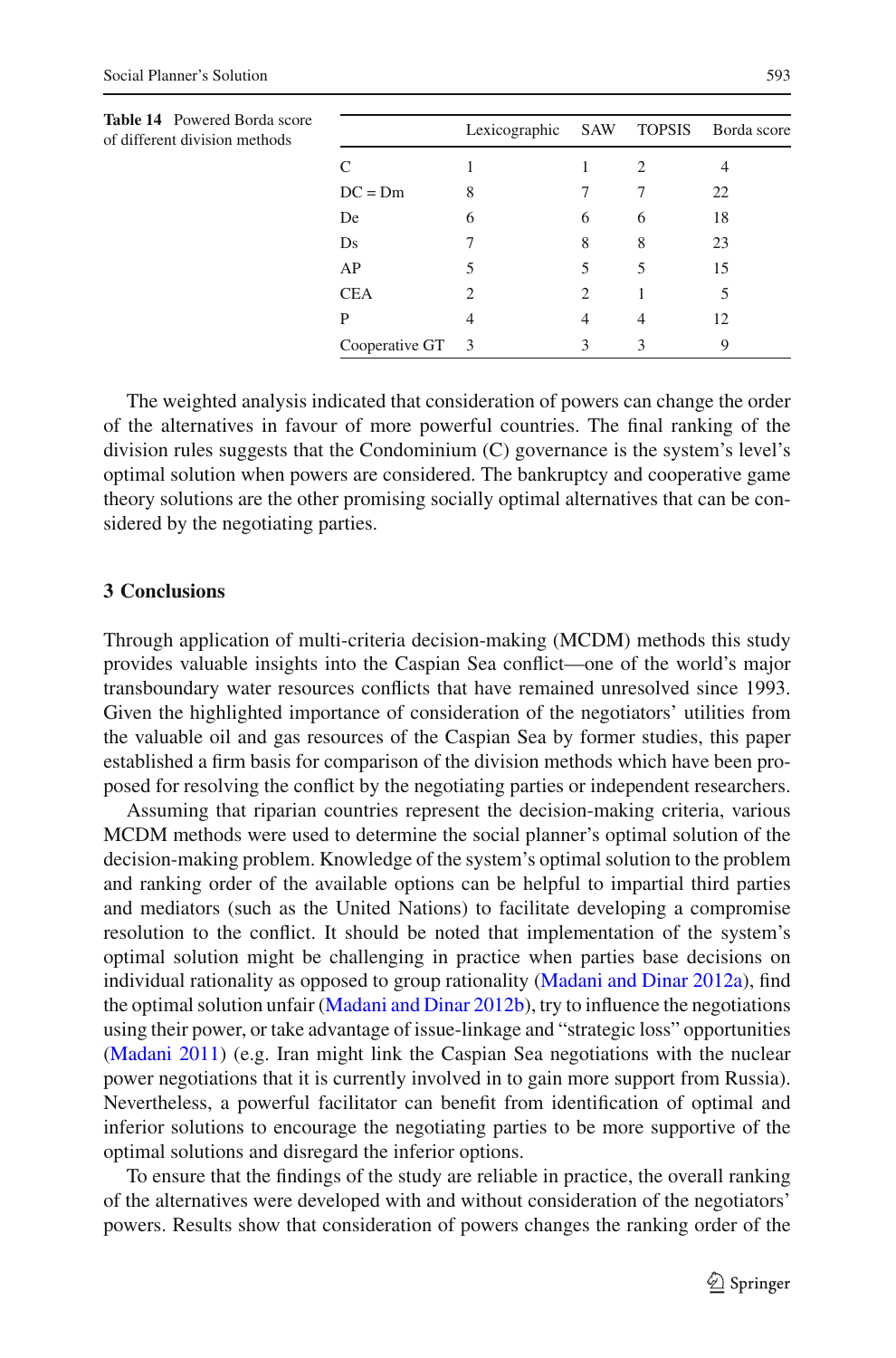**Table 14** Powered Borda score of different division methods

| | Lexicographic | SAW | TOPSIS | Borda score |
|---|---|---|---|---|
| C | 1 | 1 | 2 | 4 |
| DC = Dm | 8 | 7 | 7 | 22 |
| De | 6 | 6 | 6 | 18 |
| Ds | 7 | 8 | 8 | 23 |
| AP | 5 | 5 | 5 | 15 |
| CEA | 2 | 2 | 1 | 5 |
| P | 4 | 4 | 4 | 12 |
| Cooperative GT | 3 | 3 | 3 | 9 |

The weighted analysis indicated that consideration of powers can change the order of the alternatives in favour of more powerful countries. The final ranking of the division rules suggests that the Condominium (C) governance is the system's level's optimal solution when powers are considered. The bankruptcy and cooperative game theory solutions are the other promising socially optimal alternatives that can be considered by the negotiating parties.

## 3 Conclusions

Through application of multi-criteria decision-making (MCDM) methods this study provides valuable insights into the Caspian Sea conflict—one of the world's major transboundary water resources conflicts that have remained unresolved since 1993. Given the highlighted importance of consideration of the negotiators' utilities from the valuable oil and gas resources of the Caspian Sea by former studies, this paper established a firm basis for comparison of the division methods which have been proposed for resolving the conflict by the negotiating parties or independent researchers.

Assuming that riparian countries represent the decision-making criteria, various MCDM methods were used to determine the social planner's optimal solution of the decision-making problem. Knowledge of the system's optimal solution to the problem and ranking order of the available options can be helpful to impartial third parties and mediators (such as the United Nations) to facilitate developing a compromise resolution to the conflict. It should be noted that implementation of the system's optimal solution might be challenging in practice when parties base decisions on individual rationality as opposed to group rationality (Madani and Dinar 2012a), find the optimal solution unfair (Madani and Dinar 2012b), try to influence the negotiations using their power, or take advantage of issue-linkage and "strategic loss" opportunities (Madani 2011) (e.g. Iran might link the Caspian Sea negotiations with the nuclear power negotiations that it is currently involved in to gain more support from Russia). Nevertheless, a powerful facilitator can benefit from identification of optimal and inferior solutions to encourage the negotiating parties to be more supportive of the optimal solutions and disregard the inferior options.

To ensure that the findings of the study are reliable in practice, the overall ranking of the alternatives were developed with and without consideration of the negotiators' powers. Results show that consideration of powers changes the ranking order of the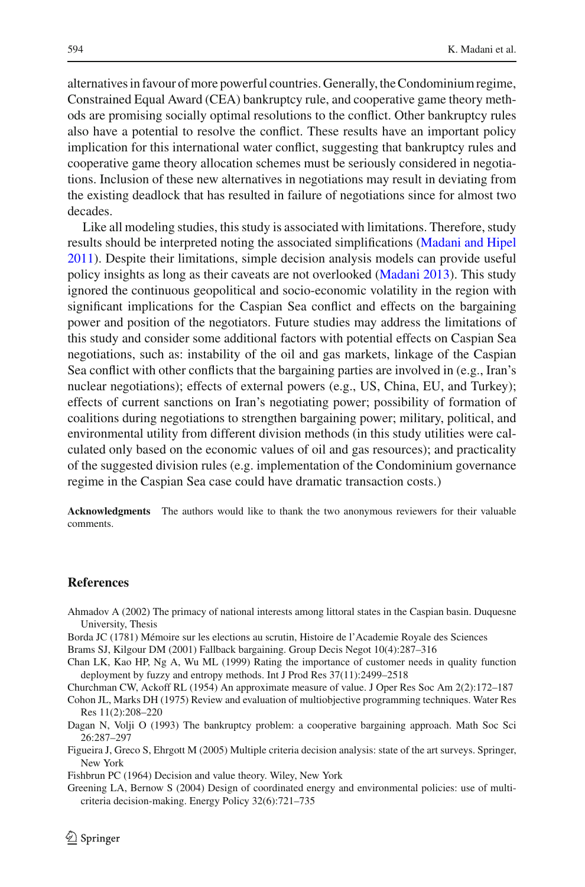alternatives in favour of more powerful countries. Generally, the Condominium regime, Constrained Equal Award (CEA) bankruptcy rule, and cooperative game theory methods are promising socially optimal resolutions to the conflict. Other bankruptcy rules also have a potential to resolve the conflict. These results have an important policy implication for this international water conflict, suggesting that bankruptcy rules and cooperative game theory allocation schemes must be seriously considered in negotiations. Inclusion of these new alternatives in negotiations may result in deviating from the existing deadlock that has resulted in failure of negotiations since for almost two decades.

Like all modeling studies, this study is associated with limitations. Therefore, study results should be interpreted noting the associated simplifications (Madani and Hipel 2011). Despite their limitations, simple decision analysis models can provide useful policy insights as long as their caveats are not overlooked (Madani 2013). This study ignored the continuous geopolitical and socio-economic volatility in the region with significant implications for the Caspian Sea conflict and effects on the bargaining power and position of the negotiators. Future studies may address the limitations of this study and consider some additional factors with potential effects on Caspian Sea negotiations, such as: instability of the oil and gas markets, linkage of the Caspian Sea conflict with other conflicts that the bargaining parties are involved in (e.g., Iran's nuclear negotiations); effects of external powers (e.g., US, China, EU, and Turkey); effects of current sanctions on Iran's negotiating power; possibility of formation of coalitions during negotiations to strengthen bargaining power; military, political, and environmental utility from different division methods (in this study utilities were calculated only based on the economic values of oil and gas resources); and practicality of the suggested division rules (e.g. implementation of the Condominium governance regime in the Caspian Sea case could have dramatic transaction costs.)

**Acknowledgments** The authors would like to thank the two anonymous reviewers for their valuable comments.

## References

Ahmadov A (2002) The primacy of national interests among littoral states in the Caspian basin. Duquesne University, Thesis

Borda JC (1781) Mémoire sur les elections au scrutin, Histoire de l'Academie Royale des Sciences

Brams SJ, Kilgour DM (2001) Fallback bargaining. Group Decis Negot 10(4):287–316

Chan LK, Kao HP, Ng A, Wu ML (1999) Rating the importance of customer needs in quality function deployment by fuzzy and entropy methods. Int J Prod Res 37(11):2499–2518

Churchman CW, Ackoff RL (1954) An approximate measure of value. J Oper Res Soc Am 2(2):172–187

Cohon JL, Marks DH (1975) Review and evaluation of multiobjective programming techniques. Water Res Res 11(2):208–220

Dagan N, Volji O (1993) The bankruptcy problem: a cooperative bargaining approach. Math Soc Sci 26:287–297

Figueira J, Greco S, Ehrgott M (2005) Multiple criteria decision analysis: state of the art surveys. Springer, New York

Fishbrun PC (1964) Decision and value theory. Wiley, New York

Greening LA, Bernow S (2004) Design of coordinated energy and environmental policies: use of multi-criteria decision-making. Energy Policy 32(6):721–735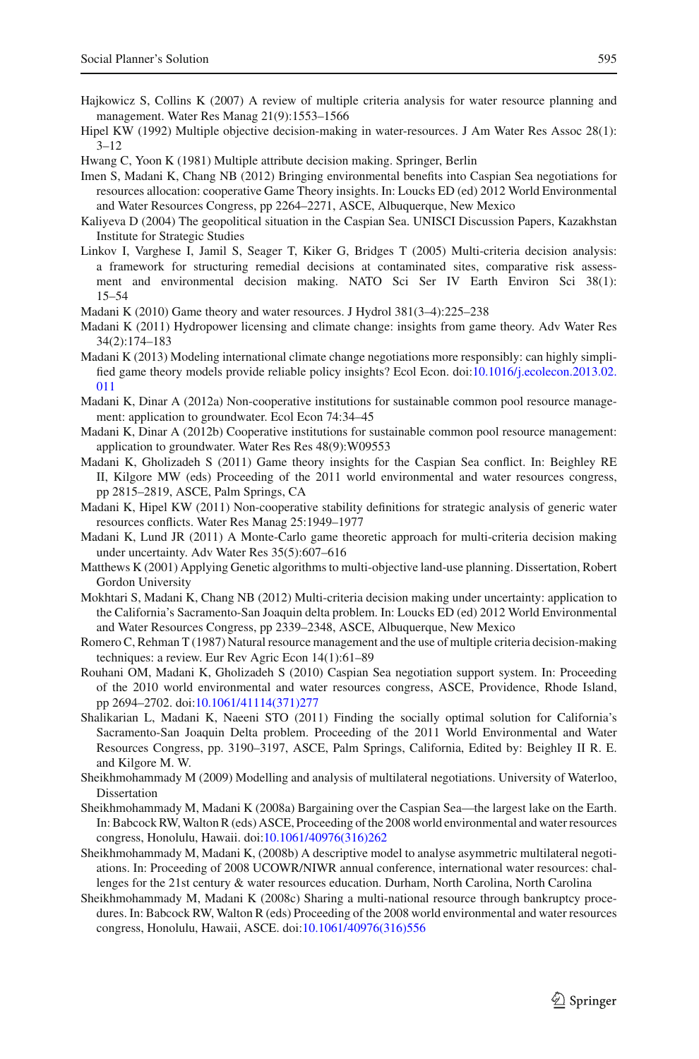Hajkowicz S, Collins K (2007) A review of multiple criteria analysis for water resource planning and management. Water Res Manag 21(9):1553–1566

Hipel KW (1992) Multiple objective decision-making in water-resources. J Am Water Res Assoc 28(1): 3–12

Hwang C, Yoon K (1981) Multiple attribute decision making. Springer, Berlin

Imen S, Madani K, Chang NB (2012) Bringing environmental benefits into Caspian Sea negotiations for resources allocation: cooperative Game Theory insights. In: Loucks ED (ed) 2012 World Environmental and Water Resources Congress, pp 2264–2271, ASCE, Albuquerque, New Mexico

Kaliyeva D (2004) The geopolitical situation in the Caspian Sea. UNISCI Discussion Papers, Kazakhstan Institute for Strategic Studies

Linkov I, Varghese I, Jamil S, Seager T, Kiker G, Bridges T (2005) Multi-criteria decision analysis: a framework for structuring remedial decisions at contaminated sites, comparative risk assessment and environmental decision making. NATO Sci Ser IV Earth Environ Sci 38(1): 15–54

Madani K (2010) Game theory and water resources. J Hydrol 381(3–4):225–238

Madani K (2011) Hydropower licensing and climate change: insights from game theory. Adv Water Res 34(2):174–183

Madani K (2013) Modeling international climate change negotiations more responsibly: can highly simplified game theory models provide reliable policy insights? Ecol Econ. doi:10.1016/j.ecolecon.2013.02.011

Madani K, Dinar A (2012a) Non-cooperative institutions for sustainable common pool resource management: application to groundwater. Ecol Econ 74:34–45

Madani K, Dinar A (2012b) Cooperative institutions for sustainable common pool resource management: application to groundwater. Water Res Res 48(9):W09553

Madani K, Gholizadeh S (2011) Game theory insights for the Caspian Sea conflict. In: Beighley RE II, Kilgore MW (eds) Proceeding of the 2011 world environmental and water resources congress, pp 2815–2819, ASCE, Palm Springs, CA

Madani K, Hipel KW (2011) Non-cooperative stability definitions for strategic analysis of generic water resources conflicts. Water Res Manag 25:1949–1977

Madani K, Lund JR (2011) A Monte-Carlo game theoretic approach for multi-criteria decision making under uncertainty. Adv Water Res 35(5):607–616

Matthews K (2001) Applying Genetic algorithms to multi-objective land-use planning. Dissertation, Robert Gordon University

Mokhtari S, Madani K, Chang NB (2012) Multi-criteria decision making under uncertainty: application to the California's Sacramento-San Joaquin delta problem. In: Loucks ED (ed) 2012 World Environmental and Water Resources Congress, pp 2339–2348, ASCE, Albuquerque, New Mexico

Romero C, Rehman T (1987) Natural resource management and the use of multiple criteria decision-making techniques: a review. Eur Rev Agric Econ 14(1):61–89

Rouhani OM, Madani K, Gholizadeh S (2010) Caspian Sea negotiation support system. In: Proceeding of the 2010 world environmental and water resources congress, ASCE, Providence, Rhode Island, pp 2694–2702. doi:10.1061/41114(371)277

Shalikarian L, Madani K, Naeeni STO (2011) Finding the socially optimal solution for California's Sacramento-San Joaquin Delta problem. Proceeding of the 2011 World Environmental and Water Resources Congress, pp. 3190–3197, ASCE, Palm Springs, California, Edited by: Beighley II R. E. and Kilgore M. W.

Sheikhmohammady M (2009) Modelling and analysis of multilateral negotiations. University of Waterloo, Dissertation

Sheikhmohammady M, Madani K (2008a) Bargaining over the Caspian Sea—the largest lake on the Earth. In: Babcock RW, Walton R (eds) ASCE, Proceeding of the 2008 world environmental and water resources congress, Honolulu, Hawaii. doi:10.1061/40976(316)262

Sheikhmohammady M, Madani K, (2008b) A descriptive model to analyse asymmetric multilateral negotiations. In: Proceeding of 2008 UCOWR/NIWR annual conference, international water resources: challenges for the 21st century & water resources education. Durham, North Carolina, North Carolina

Sheikhmohammady M, Madani K (2008c) Sharing a multi-national resource through bankruptcy procedures. In: Babcock RW, Walton R (eds) Proceeding of the 2008 world environmental and water resources congress, Honolulu, Hawaii, ASCE. doi:10.1061/40976(316)556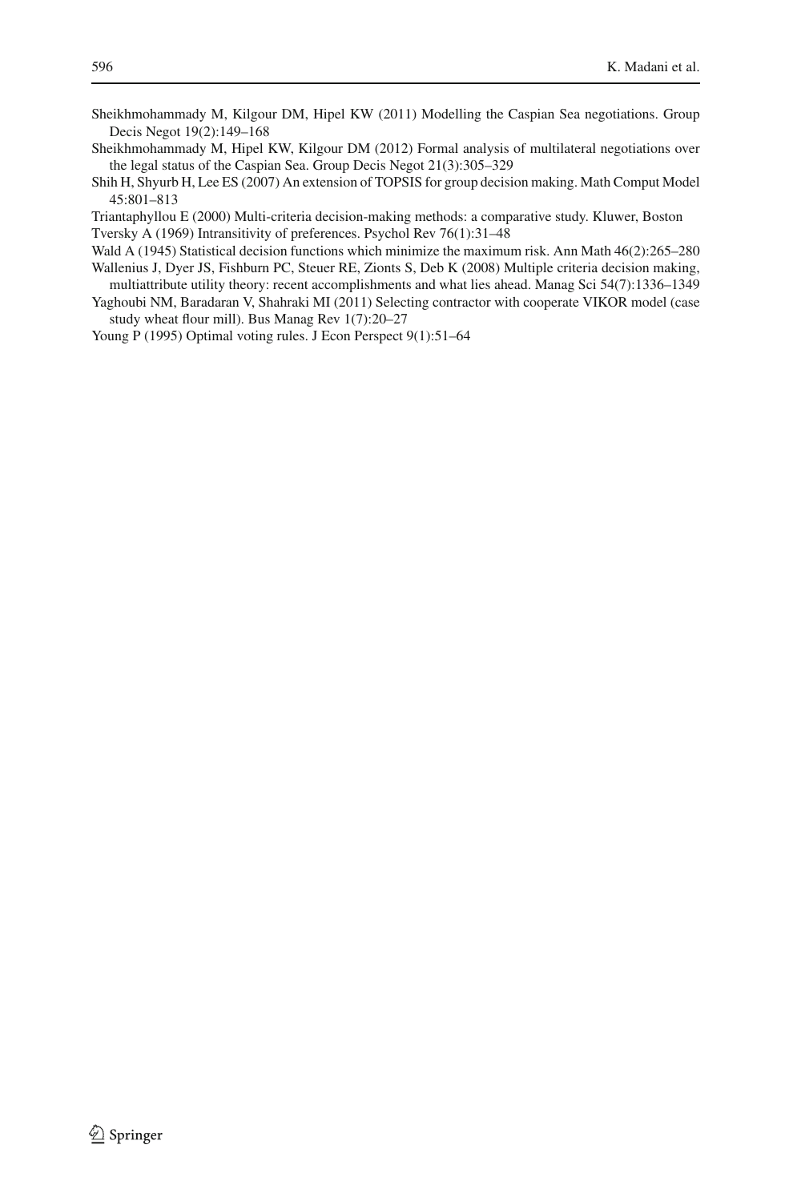Sheikhmohammady M, Kilgour DM, Hipel KW (2011) Modelling the Caspian Sea negotiations. Group Decis Negot 19(2):149–168

Sheikhmohammady M, Hipel KW, Kilgour DM (2012) Formal analysis of multilateral negotiations over the legal status of the Caspian Sea. Group Decis Negot 21(3):305–329

Shih H, Shyurb H, Lee ES (2007) An extension of TOPSIS for group decision making. Math Comput Model 45:801–813

Triantaphyllou E (2000) Multi-criteria decision-making methods: a comparative study. Kluwer, Boston

Tversky A (1969) Intransitivity of preferences. Psychol Rev 76(1):31–48

Wald A (1945) Statistical decision functions which minimize the maximum risk. Ann Math 46(2):265–280

Wallenius J, Dyer JS, Fishburn PC, Steuer RE, Zionts S, Deb K (2008) Multiple criteria decision making, multiattribute utility theory: recent accomplishments and what lies ahead. Manag Sci 54(7):1336–1349

Yaghoubi NM, Baradaran V, Shahraki MI (2011) Selecting contractor with cooperate VIKOR model (case study wheat flour mill). Bus Manag Rev 1(7):20–27

Young P (1995) Optimal voting rules. J Econ Perspect 9(1):51–64